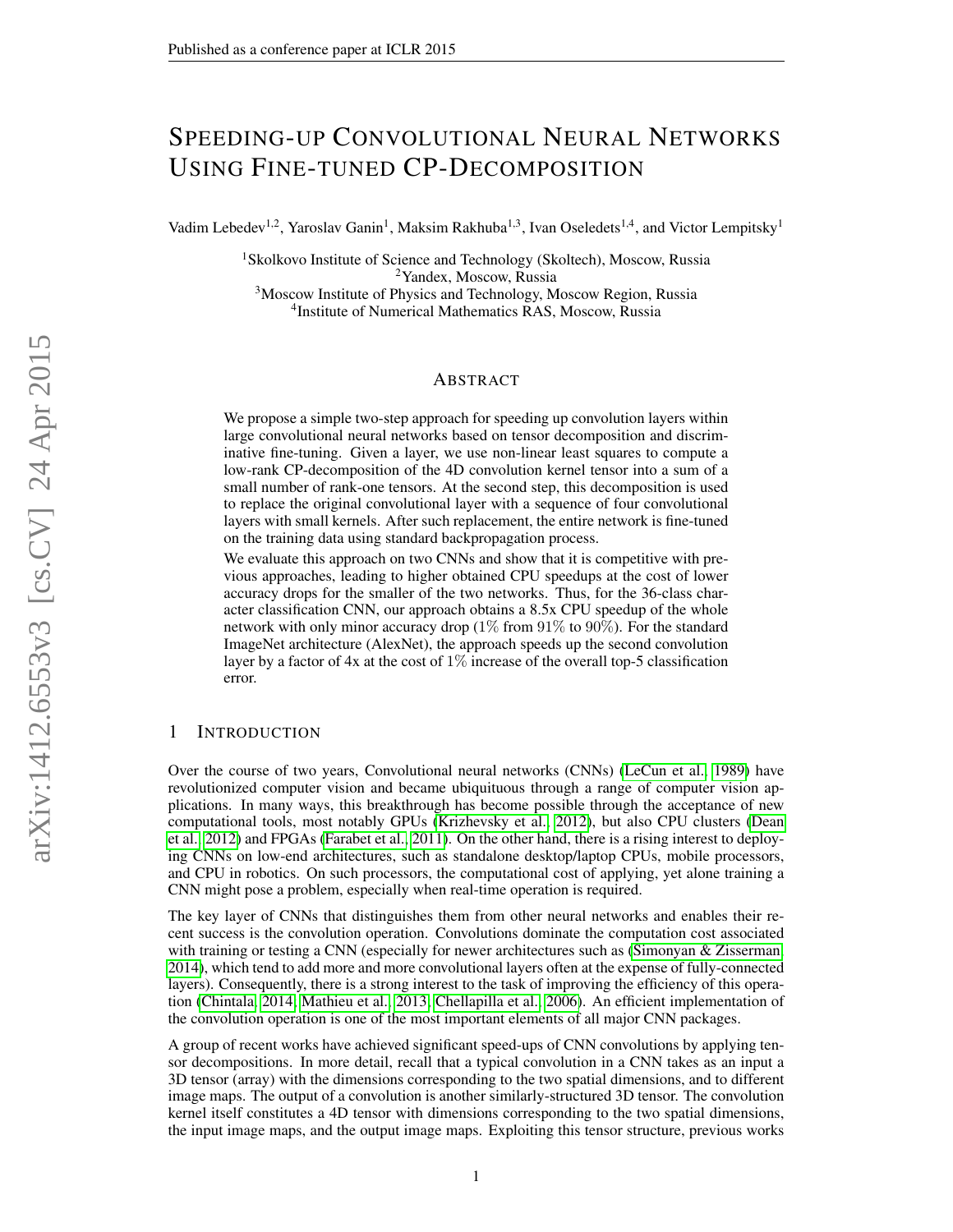# SPEEDING-UP CONVOLUTIONAL NEURAL NETWORKS USING FINE-TUNED CP-DECOMPOSITION

Vadim Lebedev[1,2], Yaroslav Ganin[1], Maksim Rakhuba[1,3], Ivan Oseledets[1,4], and Victor Lempitsky[1]

[1]Skolkovo Institute of Science and Technology (Skoltech), Moscow, Russia
[2]Yandex, Moscow, Russia
[3]Moscow Institute of Physics and Technology, Moscow Region, Russia
[4]Institute of Numerical Mathematics RAS, Moscow, Russia

## ABSTRACT

We propose a simple two-step approach for speeding up convolution layers within large convolutional neural networks based on tensor decomposition and discriminative fine-tuning. Given a layer, we use non-linear least squares to compute a low-rank CP-decomposition of the 4D convolution kernel tensor into a sum of a small number of rank-one tensors. At the second step, this decomposition is used to replace the original convolutional layer with a sequence of four convolutional layers with small kernels. After such replacement, the entire network is fine-tuned on the training data using standard backpropagation process.

We evaluate this approach on two CNNs and show that it is competitive with previous approaches, leading to higher obtained CPU speedups at the cost of lower accuracy drops for the smaller of the two networks. Thus, for the 36-class character classification CNN, our approach obtains a 8.5x CPU speedup of the whole network with only minor accuracy drop (1% from 91% to 90%). For the standard ImageNet architecture (AlexNet), the approach speeds up the second convolution layer by a factor of 4x at the cost of 1% increase of the overall top-5 classification error.

## 1 INTRODUCTION

Over the course of two years, Convolutional neural networks (CNNs) (LeCun et al., 1989) have revolutionized computer vision and became ubiquituous through a range of computer vision applications. In many ways, this breakthrough has become possible through the acceptance of new computational tools, most notably GPUs (Krizhevsky et al., 2012), but also CPU clusters (Dean et al., 2012) and FPGAs (Farabet et al., 2011). On the other hand, there is a rising interest to deploying CNNs on low-end architectures, such as standalone desktop/laptop CPUs, mobile processors, and CPU in robotics. On such processors, the computational cost of applying, yet alone training a CNN might pose a problem, especially when real-time operation is required.

The key layer of CNNs that distinguishes them from other neural networks and enables their recent success is the convolution operation. Convolutions dominate the computation cost associated with training or testing a CNN (especially for newer architectures such as (Simonyan & Zisserman, 2014), which tend to add more and more convolutional layers often at the expense of fully-connected layers). Consequently, there is a strong interest to the task of improving the efficiency of this operation (Chintala, 2014; Mathieu et al., 2013; Chellapilla et al., 2006). An efficient implementation of the convolution operation is one of the most important elements of all major CNN packages.

A group of recent works have achieved significant speed-ups of CNN convolutions by applying tensor decompositions. In more detail, recall that a typical convolution in a CNN takes as an input a 3D tensor (array) with the dimensions corresponding to the two spatial dimensions, and to different image maps. The output of a convolution is another similarly-structured 3D tensor. The convolution kernel itself constitutes a 4D tensor with dimensions corresponding to the two spatial dimensions, the input image maps, and the output image maps. Exploiting this tensor structure, previous works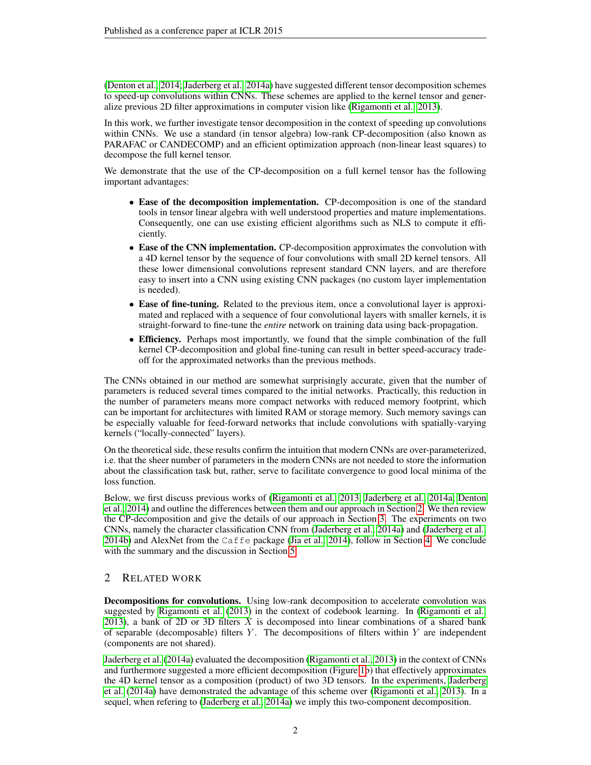(Denton et al., 2014; Jaderberg et al., 2014a) have suggested different tensor decomposition schemes to speed-up convolutions within CNNs. These schemes are applied to the kernel tensor and generalize previous 2D filter approximations in computer vision like (Rigamonti et al., 2013).

In this work, we further investigate tensor decomposition in the context of speeding up convolutions within CNNs. We use a standard (in tensor algebra) low-rank CP-decomposition (also known as PARAFAC or CANDECOMP) and an efficient optimization approach (non-linear least squares) to decompose the full kernel tensor.

We demonstrate that the use of the CP-decomposition on a full kernel tensor has the following important advantages:

- **Ease of the decomposition implementation.** CP-decomposition is one of the standard tools in tensor linear algebra with well understood properties and mature implementations. Consequently, one can use existing efficient algorithms such as NLS to compute it efficiently.
- **Ease of the CNN implementation.** CP-decomposition approximates the convolution with a 4D kernel tensor by the sequence of four convolutions with small 2D kernel tensors. All these lower dimensional convolutions represent standard CNN layers, and are therefore easy to insert into a CNN using existing CNN packages (no custom layer implementation is needed).
- **Ease of fine-tuning.** Related to the previous item, once a convolutional layer is approximated and replaced with a sequence of four convolutional layers with smaller kernels, it is straight-forward to fine-tune the *entire* network on training data using back-propagation.
- **Efficiency.** Perhaps most importantly, we found that the simple combination of the full kernel CP-decomposition and global fine-tuning can result in better speed-accuracy trade-off for the approximated networks than the previous methods.

The CNNs obtained in our method are somewhat surprisingly accurate, given that the number of parameters is reduced several times compared to the initial networks. Practically, this reduction in the number of parameters means more compact networks with reduced memory footprint, which can be important for architectures with limited RAM or storage memory. Such memory savings can be especially valuable for feed-forward networks that include convolutions with spatially-varying kernels ("locally-connected" layers).

On the theoretical side, these results confirm the intuition that modern CNNs are over-parameterized, i.e. that the sheer number of parameters in the modern CNNs are not needed to store the information about the classification task but, rather, serve to facilitate convergence to good local minima of the loss function.

Below, we first discuss previous works of (Rigamonti et al., 2013; Jaderberg et al., 2014a; Denton et al., 2014) and outline the differences between them and our approach in Section 2. We then review the CP-decomposition and give the details of our approach in Section 3. The experiments on two CNNs, namely the character classification CNN from (Jaderberg et al., 2014a) and (Jaderberg et al., 2014b) and AlexNet from the Caffe package (Jia et al., 2014), follow in Section 4. We conclude with the summary and the discussion in Section 5.

## 2 Related work

**Decompositions for convolutions.** Using low-rank decomposition to accelerate convolution was suggested by Rigamonti et al. (2013) in the context of codebook learning. In (Rigamonti et al., 2013), a bank of 2D or 3D filters $X$ is decomposed into linear combinations of a shared bank of separable (decomposable) filters $Y$. The decompositions of filters within $Y$ are independent (components are not shared).

Jaderberg et al. (2014a) evaluated the decomposition (Rigamonti et al., 2013) in the context of CNNs and furthermore suggested a more efficient decomposition (Figure 1b) that effectively approximates the 4D kernel tensor as a composition (product) of two 3D tensors. In the experiments, Jaderberg et al. (2014a) have demonstrated the advantage of this scheme over (Rigamonti et al., 2013). In a sequel, when refering to (Jaderberg et al., 2014a) we imply this two-component decomposition.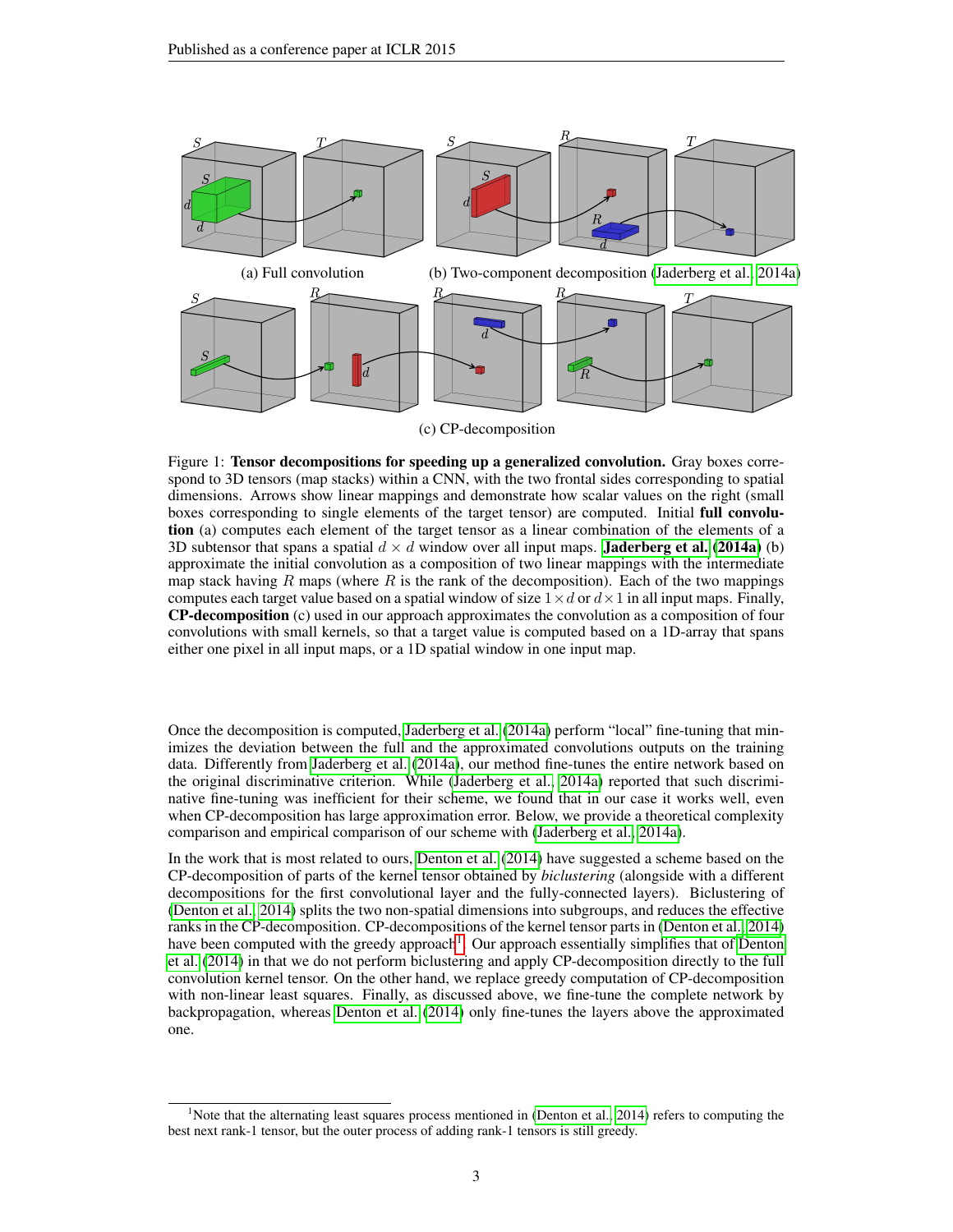(a) Full convolution

(b) Two-component decomposition (Jaderberg et al., 2014a)

(c) CP-decomposition

Figure 1: **Tensor decompositions for speeding up a generalized convolution.** Gray boxes correspond to 3D tensors (map stacks) within a CNN, with the two frontal sides corresponding to spatial dimensions. Arrows show linear mappings and demonstrate how scalar values on the right (small boxes corresponding to single elements of the target tensor) are computed. Initial **full convolution** (a) computes each element of the target tensor as a linear combination of the elements of a 3D subtensor that spans a spatial $d \times d$ window over all input maps. **Jaderberg et al. (2014a)** (b) approximate the initial convolution as a composition of two linear mappings with the intermediate map stack having $R$ maps (where $R$ is the rank of the decomposition). Each of the two mappings computes each target value based on a spatial window of size $1 \times d$ or $d \times 1$ in all input maps. Finally, **CP-decomposition** (c) used in our approach approximates the convolution as a composition of four convolutions with small kernels, so that a target value is computed based on a 1D-array that spans either one pixel in all input maps, or a 1D spatial window in one input map.

Once the decomposition is computed, Jaderberg et al. (2014a) perform "local" fine-tuning that minimizes the deviation between the full and the approximated convolutions outputs on the training data. Differently from Jaderberg et al. (2014a), our method fine-tunes the entire network based on the original discriminative criterion. While (Jaderberg et al., 2014a) reported that such discriminative fine-tuning was inefficient for their scheme, we found that in our case it works well, even when CP-decomposition has large approximation error. Below, we provide a theoretical complexity comparison and empirical comparison of our scheme with (Jaderberg et al., 2014a).

In the work that is most related to ours, Denton et al. (2014) have suggested a scheme based on the CP-decomposition of parts of the kernel tensor obtained by *biclustering* (alongside with a different decompositions for the first convolutional layer and the fully-connected layers). Biclustering of (Denton et al., 2014) splits the two non-spatial dimensions into subgroups, and reduces the effective ranks in the CP-decomposition. CP-decompositions of the kernel tensor parts in (Denton et al., 2014) have been computed with the greedy approach[1]. Our approach essentially simplifies that of Denton et al. (2014) in that we do not perform biclustering and apply CP-decomposition directly to the full convolution kernel tensor. On the other hand, we replace greedy computation of CP-decomposition with non-linear least squares. Finally, as discussed above, we fine-tune the complete network by backpropagation, whereas Denton et al. (2014) only fine-tunes the layers above the approximated one.

[1] Note that the alternating least squares process mentioned in (Denton et al., 2014) refers to computing the best next rank-1 tensor, but the outer process of adding rank-1 tensors is still greedy.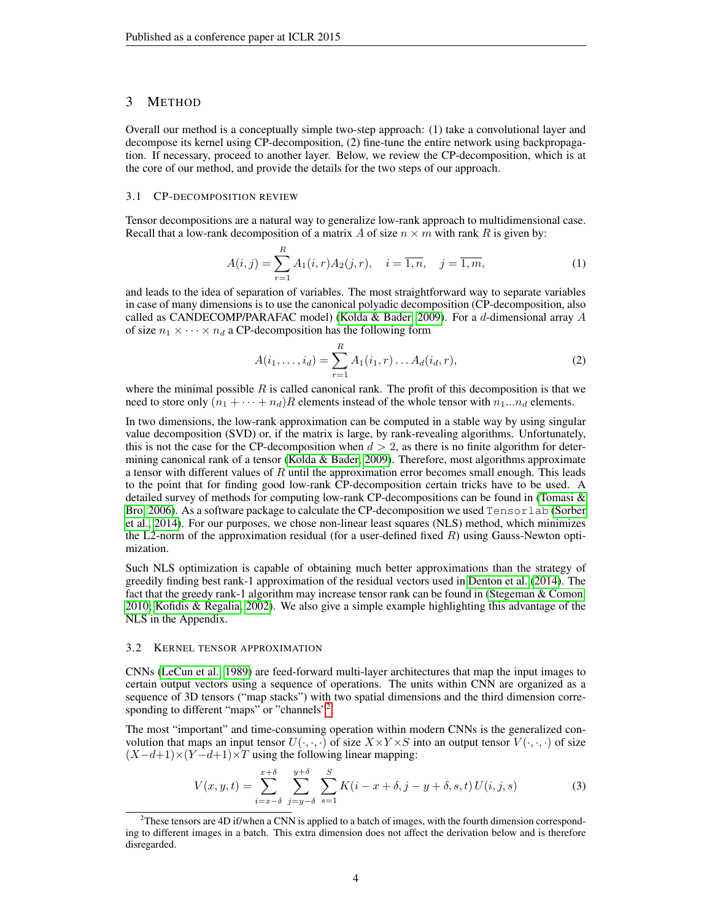## 3 METHOD

Overall our method is a conceptually simple two-step approach: (1) take a convolutional layer and decompose its kernel using CP-decomposition, (2) fine-tune the entire network using backpropagation. If necessary, proceed to another layer. Below, we review the CP-decomposition, which is at the core of our method, and provide the details for the two steps of our approach.

### 3.1 CP-DECOMPOSITION REVIEW

Tensor decompositions are a natural way to generalize low-rank approach to multidimensional case. Recall that a low-rank decomposition of a matrix $A$ of size $n \times m$ with rank $R$ is given by:

$$A(i,j) = \sum_{r=1}^{R} A_1(i,r) A_2(j,r), \quad i = \overline{1,n}, \quad j = \overline{1,m}, \tag{1}$$

and leads to the idea of separation of variables. The most straightforward way to separate variables in case of many dimensions is to use the canonical polyadic decomposition (CP-decomposition, also called as CANDECOMP/PARAFAC model) (Kolda & Bader, 2009). For a $d$-dimensional array $A$ of size $n_1 \times \cdots \times n_d$ a CP-decomposition has the following form

$$A(i_1, \ldots, i_d) = \sum_{r=1}^{R} A_1(i_1, r) \ldots A_d(i_d, r), \tag{2}$$

where the minimal possible $R$ is called canonical rank. The profit of this decomposition is that we need to store only $(n_1 + \cdots + n_d)R$ elements instead of the whole tensor with $n_1 \ldots n_d$ elements.

In two dimensions, the low-rank approximation can be computed in a stable way by using singular value decomposition (SVD) or, if the matrix is large, by rank-revealing algorithms. Unfortunately, this is not the case for the CP-decomposition when $d > 2$, as there is no finite algorithm for determining canonical rank of a tensor (Kolda & Bader, 2009). Therefore, most algorithms approximate a tensor with different values of $R$ until the approximation error becomes small enough. This leads to the point that for finding good low-rank CP-decomposition certain tricks have to be used. A detailed survey of methods for computing low-rank CP-decompositions can be found in (Tomasi & Bro, 2006). As a software package to calculate the CP-decomposition we used `Tensorlab` (Sorber et al., 2014). For our purposes, we chose non-linear least squares (NLS) method, which minimizes the L2-norm of the approximation residual (for a user-defined fixed $R$) using Gauss-Newton optimization.

Such NLS optimization is capable of obtaining much better approximations than the strategy of greedily finding best rank-1 approximation of the residual vectors used in Denton et al. (2014). The fact that the greedy rank-1 algorithm may increase tensor rank can be found in (Stegeman & Comon, 2010; Kofidis & Regalia, 2002). We also give a simple example highlighting this advantage of the NLS in the Appendix.

### 3.2 KERNEL TENSOR APPROXIMATION

CNNs (LeCun et al., 1989) are feed-forward multi-layer architectures that map the input images to certain output vectors using a sequence of operations. The units within CNN are organized as a sequence of 3D tensors ("map stacks") with two spatial dimensions and the third dimension corresponding to different "maps" or "channels"[2].

The most "important" and time-consuming operation within modern CNNs is the generalized convolution that maps an input tensor $U(\cdot,\cdot,\cdot)$ of size $X \times Y \times S$ into an output tensor $V(\cdot,\cdot,\cdot)$ of size $(X-d+1) \times (Y-d+1) \times T$ using the following linear mapping:

$$V(x,y,t) = \sum_{i=x-\delta}^{x+\delta} \sum_{j=y-\delta}^{y+\delta} \sum_{s=1}^{S} K(i-x+\delta, j-y+\delta, s, t)\, U(i,j,s) \tag{3}$$

[2] These tensors are 4D if/when a CNN is applied to a batch of images, with the fourth dimension corresponding to different images in a batch. This extra dimension does not affect the derivation below and is therefore disregarded.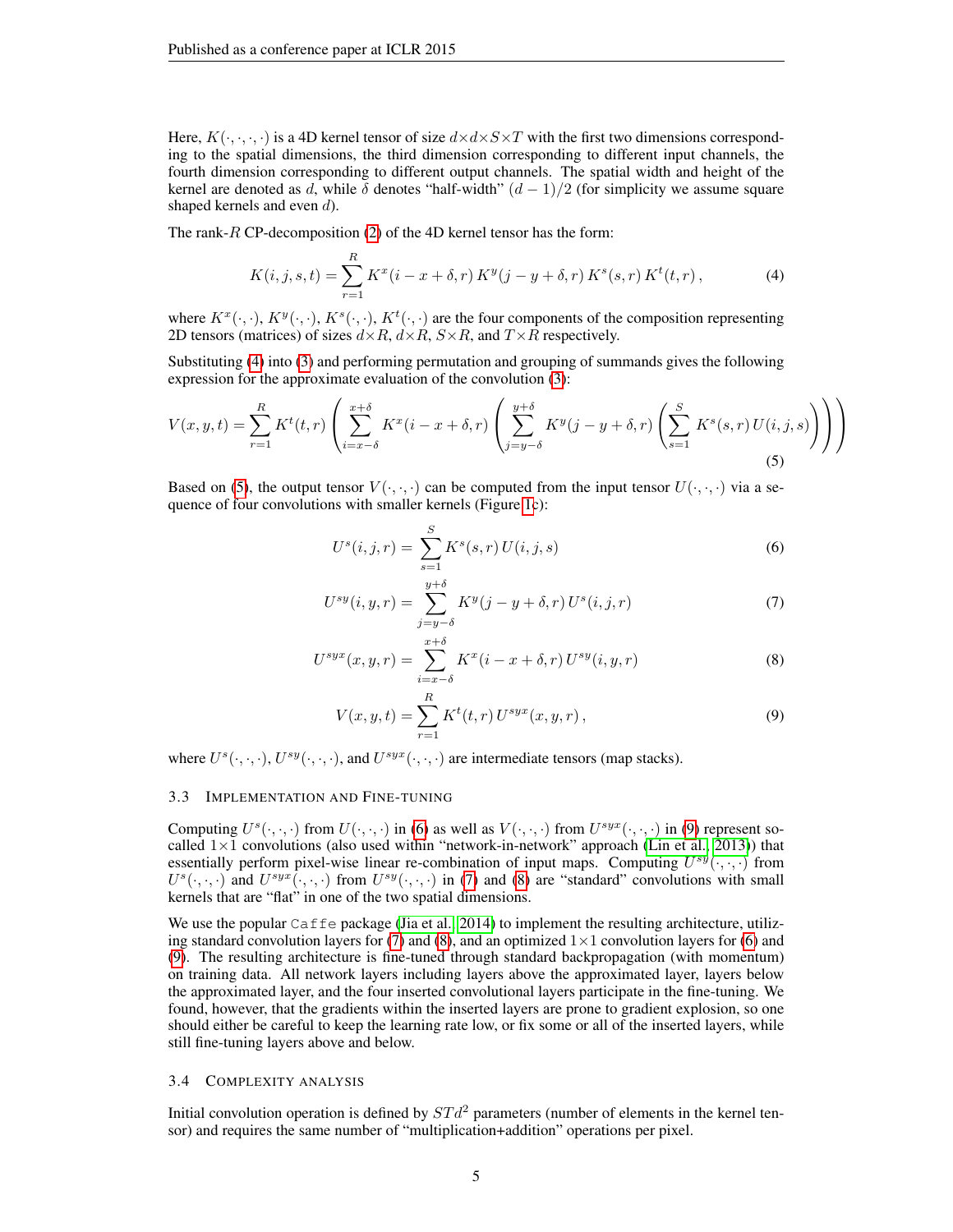Here, $K(\cdot,\cdot,\cdot,\cdot)$ is a 4D kernel tensor of size $d\times d\times S\times T$ with the first two dimensions corresponding to the spatial dimensions, the third dimension corresponding to different input channels, the fourth dimension corresponding to different output channels. The spatial width and height of the kernel are denoted as $d$, while $\delta$ denotes "half-width" $(d-1)/2$ (for simplicity we assume square shaped kernels and even $d$).

The rank-$R$ CP-decomposition (2) of the 4D kernel tensor has the form:

$$K(i,j,s,t) = \sum_{r=1}^{R} K^x(i-x+\delta, r)\, K^y(j-y+\delta, r)\, K^s(s,r)\, K^t(t,r)\,, \tag{4}$$

where $K^x(\cdot,\cdot)$, $K^y(\cdot,\cdot)$, $K^s(\cdot,\cdot)$, $K^t(\cdot,\cdot)$ are the four components of the composition representing 2D tensors (matrices) of sizes $d\times R$, $d\times R$, $S\times R$, and $T\times R$ respectively.

Substituting (4) into (3) and performing permutation and grouping of summands gives the following expression for the approximate evaluation of the convolution (3):

$$V(x,y,t) = \sum_{r=1}^{R} K^t(t,r) \left( \sum_{i=x-\delta}^{x+\delta} K^x(i-x+\delta, r) \left( \sum_{j=y-\delta}^{y+\delta} K^y(j-y+\delta, r) \left( \sum_{s=1}^{S} K^s(s,r)\, U(i,j,s) \right) \right) \right) \tag{5}$$

Based on (5), the output tensor $V(\cdot,\cdot,\cdot)$ can be computed from the input tensor $U(\cdot,\cdot,\cdot)$ via a sequence of four convolutions with smaller kernels (Figure 1c):

$$U^s(i,j,r) = \sum_{s=1}^{S} K^s(s,r)\, U(i,j,s) \tag{6}$$

$$U^{sy}(i,y,r) = \sum_{j=y-\delta}^{y+\delta} K^y(j-y+\delta, r)\, U^s(i,j,r) \tag{7}$$

$$U^{syx}(x,y,r) = \sum_{i=x-\delta}^{x+\delta} K^x(i-x+\delta, r)\, U^{sy}(i,y,r) \tag{8}$$

$$V(x,y,t) = \sum_{r=1}^{R} K^t(t,r)\, U^{syx}(x,y,r)\,, \tag{9}$$

where $U^s(\cdot,\cdot,\cdot)$, $U^{sy}(\cdot,\cdot,\cdot)$, and $U^{syx}(\cdot,\cdot,\cdot)$ are intermediate tensors (map stacks).

### 3.3 Implementation and Fine-tuning

Computing $U^s(\cdot,\cdot,\cdot)$ from $U(\cdot,\cdot,\cdot)$ in (6) as well as $V(\cdot,\cdot,\cdot)$ from $U^{syx}(\cdot,\cdot,\cdot)$ in (9) represent so-called $1\times1$ convolutions (also used within "network-in-network" approach (Lin et al., 2013)) that essentially perform pixel-wise linear re-combination of input maps. Computing $U^{sy}(\cdot,\cdot,\cdot)$ from $U^s(\cdot,\cdot,\cdot)$ and $U^{syx}(\cdot,\cdot,\cdot)$ from $U^{sy}(\cdot,\cdot,\cdot)$ in (7) and (8) are "standard" convolutions with small kernels that are "flat" in one of the two spatial dimensions.

We use the popular `Caffe` package (Jia et al., 2014) to implement the resulting architecture, utilizing standard convolution layers for (7) and (8), and an optimized $1\times1$ convolution layers for (6) and (9). The resulting architecture is fine-tuned through standard backpropagation (with momentum) on training data. All network layers including layers above the approximated layer, layers below the approximated layer, and the four inserted convolutional layers participate in the fine-tuning. We found, however, that the gradients within the inserted layers are prone to gradient explosion, so one should either be careful to keep the learning rate low, or fix some or all of the inserted layers, while still fine-tuning layers above and below.

### 3.4 Complexity Analysis

Initial convolution operation is defined by $STd^2$ parameters (number of elements in the kernel tensor) and requires the same number of "multiplication+addition" operations per pixel.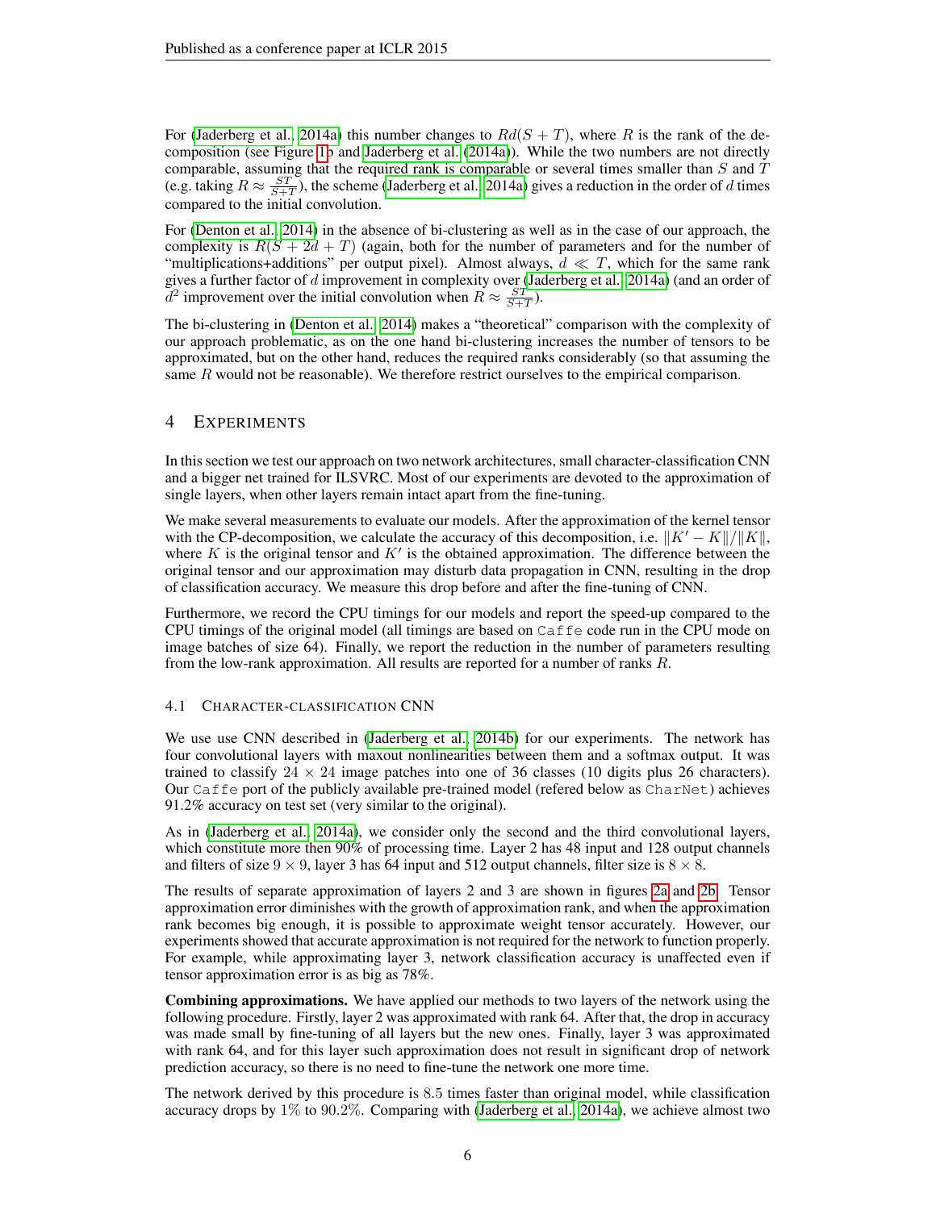For (Jaderberg et al., 2014a) this number changes to $Rd(S + T)$, where $R$ is the rank of the decomposition (see Figure 1b and Jaderberg et al. (2014a)). While the two numbers are not directly comparable, assuming that the required rank is comparable or several times smaller than $S$ and $T$ (e.g. taking $R \approx \frac{ST}{S+T}$), the scheme (Jaderberg et al., 2014a) gives a reduction in the order of $d$ times compared to the initial convolution.

For (Denton et al., 2014) in the absence of bi-clustering as well as in the case of our approach, the complexity is $R(S + 2d + T)$ (again, both for the number of parameters and for the number of "multiplications+additions" per output pixel). Almost always, $d \ll T$, which for the same rank gives a further factor of $d$ improvement in complexity over (Jaderberg et al., 2014a) (and an order of $d^2$ improvement over the initial convolution when $R \approx \frac{ST}{S+T}$).

The bi-clustering in (Denton et al., 2014) makes a "theoretical" comparison with the complexity of our approach problematic, as on the one hand bi-clustering increases the number of tensors to be approximated, but on the other hand, reduces the required ranks considerably (so that assuming the same $R$ would not be reasonable). We therefore restrict ourselves to the empirical comparison.

# 4 EXPERIMENTS

In this section we test our approach on two network architectures, small character-classification CNN and a bigger net trained for ILSVRC. Most of our experiments are devoted to the approximation of single layers, when other layers remain intact apart from the fine-tuning.

We make several measurements to evaluate our models. After the approximation of the kernel tensor with the CP-decomposition, we calculate the accuracy of this decomposition, i.e. $\|K' - K\|/\|K\|$, where $K$ is the original tensor and $K'$ is the obtained approximation. The difference between the original tensor and our approximation may disturb data propagation in CNN, resulting in the drop of classification accuracy. We measure this drop before and after the fine-tuning of CNN.

Furthermore, we record the CPU timings for our models and report the speed-up compared to the CPU timings of the original model (all timings are based on `Caffe` code run in the CPU mode on image batches of size 64). Finally, we report the reduction in the number of parameters resulting from the low-rank approximation. All results are reported for a number of ranks $R$.

## 4.1 CHARACTER-CLASSIFICATION CNN

We use use CNN described in (Jaderberg et al., 2014b) for our experiments. The network has four convolutional layers with maxout nonlinearities between them and a softmax output. It was trained to classify $24 \times 24$ image patches into one of 36 classes (10 digits plus 26 characters). Our `Caffe` port of the publicly available pre-trained model (refered below as `CharNet`) achieves 91.2% accuracy on test set (very similar to the original).

As in (Jaderberg et al., 2014a), we consider only the second and the third convolutional layers, which constitute more then 90% of processing time. Layer 2 has 48 input and 128 output channels and filters of size $9 \times 9$, layer 3 has 64 input and 512 output channels, filter size is $8 \times 8$.

The results of separate approximation of layers 2 and 3 are shown in figures 2a and 2b. Tensor approximation error diminishes with the growth of approximation rank, and when the approximation rank becomes big enough, it is possible to approximate weight tensor accurately. However, our experiments showed that accurate approximation is not required for the network to function properly. For example, while approximating layer 3, network classification accuracy is unaffected even if tensor approximation error is as big as 78%.

**Combining approximations.** We have applied our methods to two layers of the network using the following procedure. Firstly, layer 2 was approximated with rank 64. After that, the drop in accuracy was made small by fine-tuning of all layers but the new ones. Finally, layer 3 was approximated with rank 64, and for this layer such approximation does not result in significant drop of network prediction accuracy, so there is no need to fine-tune the network one more time.

The network derived by this procedure is 8.5 times faster than original model, while classification accuracy drops by 1% to 90.2%. Comparing with (Jaderberg et al., 2014a), we achieve almost two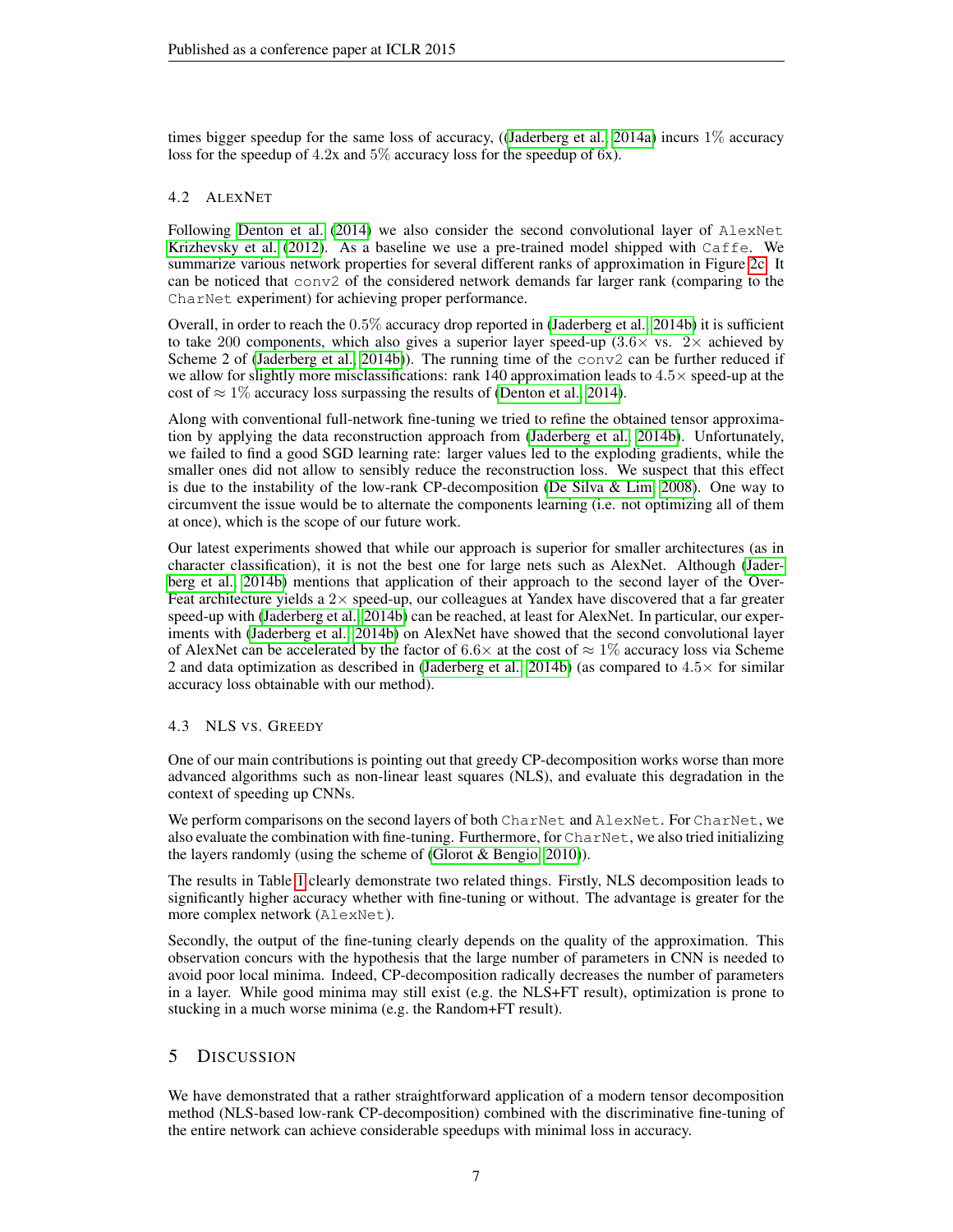times bigger speedup for the same loss of accuracy, ((Jaderberg et al., 2014a) incurs $1\%$ accuracy loss for the speedup of $4.2$x and $5\%$ accuracy loss for the speedup of $6$x).

### 4.2 ALEXNET

Following Denton et al. (2014) we also consider the second convolutional layer of AlexNet Krizhevsky et al. (2012). As a baseline we use a pre-trained model shipped with Caffe. We summarize various network properties for several different ranks of approximation in Figure 2c. It can be noticed that conv2 of the considered network demands far larger rank (comparing to the CharNet experiment) for achieving proper performance.

Overall, in order to reach the $0.5\%$ accuracy drop reported in (Jaderberg et al., 2014b) it is sufficient to take 200 components, which also gives a superior layer speed-up ($3.6\times$ vs. $2\times$ achieved by Scheme 2 of (Jaderberg et al., 2014b)). The running time of the conv2 can be further reduced if we allow for slightly more misclassifications: rank 140 approximation leads to $4.5\times$ speed-up at the cost of $\approx 1\%$ accuracy loss surpassing the results of (Denton et al., 2014).

Along with conventional full-network fine-tuning we tried to refine the obtained tensor approximation by applying the data reconstruction approach from (Jaderberg et al., 2014b). Unfortunately, we failed to find a good SGD learning rate: larger values led to the exploding gradients, while the smaller ones did not allow to sensibly reduce the reconstruction loss. We suspect that this effect is due to the instability of the low-rank CP-decomposition (De Silva & Lim, 2008). One way to circumvent the issue would be to alternate the components learning (i.e. not optimizing all of them at once), which is the scope of our future work.

Our latest experiments showed that while our approach is superior for smaller architectures (as in character classification), it is not the best one for large nets such as AlexNet. Although (Jaderberg et al., 2014b) mentions that application of their approach to the second layer of the OverFeat architecture yields a $2\times$ speed-up, our colleagues at Yandex have discovered that a far greater speed-up with (Jaderberg et al., 2014b) can be reached, at least for AlexNet. In particular, our experiments with (Jaderberg et al., 2014b) on AlexNet have showed that the second convolutional layer of AlexNet can be accelerated by the factor of $6.6\times$ at the cost of $\approx 1\%$ accuracy loss via Scheme 2 and data optimization as described in (Jaderberg et al., 2014b) (as compared to $4.5\times$ for similar accuracy loss obtainable with our method).

### 4.3 NLS VS. GREEDY

One of our main contributions is pointing out that greedy CP-decomposition works worse than more advanced algorithms such as non-linear least squares (NLS), and evaluate this degradation in the context of speeding up CNNs.

We perform comparisons on the second layers of both CharNet and AlexNet. For CharNet, we also evaluate the combination with fine-tuning. Furthermore, for CharNet, we also tried initializing the layers randomly (using the scheme of (Glorot & Bengio, 2010)).

The results in Table 1 clearly demonstrate two related things. Firstly, NLS decomposition leads to significantly higher accuracy whether with fine-tuning or without. The advantage is greater for the more complex network (AlexNet).

Secondly, the output of the fine-tuning clearly depends on the quality of the approximation. This observation concurs with the hypothesis that the large number of parameters in CNN is needed to avoid poor local minima. Indeed, CP-decomposition radically decreases the number of parameters in a layer. While good minima may still exist (e.g. the NLS+FT result), optimization is prone to stucking in a much worse minima (e.g. the Random+FT result).

## 5 DISCUSSION

We have demonstrated that a rather straightforward application of a modern tensor decomposition method (NLS-based low-rank CP-decomposition) combined with the discriminative fine-tuning of the entire network can achieve considerable speedups with minimal loss in accuracy.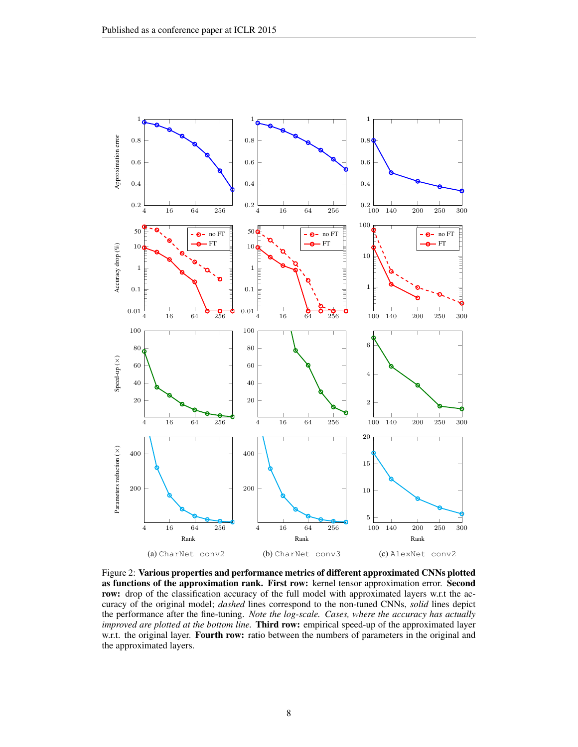(a) CharNet conv2 (b) CharNet conv3 (c) AlexNet conv2

Figure 2: **Various properties and performance metrics of different approximated CNNs plotted as functions of the approximation rank. First row:** kernel tensor approximation error. **Second row:** drop of the classification accuracy of the full model with approximated layers w.r.t the accuracy of the original model; *dashed* lines correspond to the non-tuned CNNs, *solid* lines depict the performance after the fine-tuning. *Note the log-scale. Cases, where the accuracy has actually improved are plotted at the bottom line.* **Third row:** empirical speed-up of the approximated layer w.r.t. the original layer. **Fourth row:** ratio between the numbers of parameters in the original and the approximated layers.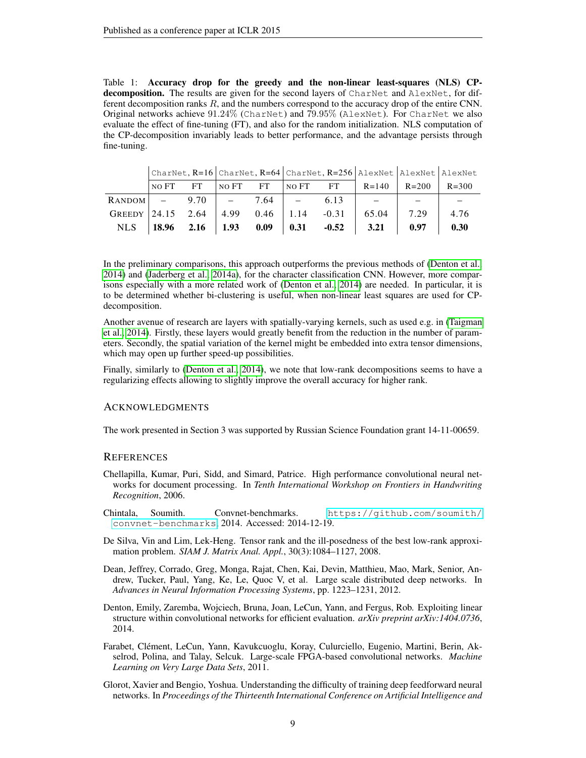Table 1: **Accuracy drop for the greedy and the non-linear least-squares (NLS) CP-decomposition.** The results are given for the second layers of `CharNet` and `AlexNet`, for different decomposition ranks $R$, and the numbers correspond to the accuracy drop of the entire CNN. Original networks achieve $91.24\%$ (`CharNet`) and $79.95\%$ (`AlexNet`). For `CharNet` we also evaluate the effect of fine-tuning (FT), and also for the random initialization. NLS computation of the CP-decomposition invariably leads to better performance, and the advantage persists through fine-tuning.

| | `CharNet`, R=16 | | `CharNet`, R=64 | | `CharNet`, R=256 | | `AlexNet` | `AlexNet` | `AlexNet` |
|---|---|---|---|---|---|---|---|---|---|
| | NO FT | FT | NO FT | FT | NO FT | FT | R=140 | R=200 | R=300 |
| RANDOM | – | 9.70 | – | 7.64 | – | 6.13 | – | – | – |
| GREEDY | 24.15 | 2.64 | 4.99 | 0.46 | 1.14 | -0.31 | 65.04 | 7.29 | 4.76 |
| NLS | **18.96** | **2.16** | **1.93** | **0.09** | **0.31** | **-0.52** | **3.21** | **0.97** | **0.30** |

In the preliminary comparisons, this approach outperforms the previous methods of (Denton et al., 2014) and (Jaderberg et al., 2014a), for the character classification CNN. However, more comparisons especially with a more related work of (Denton et al., 2014) are needed. In particular, it is to be determined whether bi-clustering is useful, when non-linear least squares are used for CP-decomposition.

Another avenue of research are layers with spatially-varying kernels, such as used e.g. in (Taigman et al., 2014). Firstly, these layers would greatly benefit from the reduction in the number of parameters. Secondly, the spatial variation of the kernel might be embedded into extra tensor dimensions, which may open up further speed-up possibilities.

Finally, similarly to (Denton et al., 2014), we note that low-rank decompositions seems to have a regularizing effects allowing to slightly improve the overall accuracy for higher rank.

## ACKNOWLEDGMENTS

The work presented in Section 3 was supported by Russian Science Foundation grant 14-11-00659.

## REFERENCES

Chellapilla, Kumar, Puri, Sidd, and Simard, Patrice. High performance convolutional neural networks for document processing. In *Tenth International Workshop on Frontiers in Handwriting Recognition*, 2006.

Chintala, Soumith. Convnet-benchmarks. `https://github.com/soumith/convnet-benchmarks`, 2014. Accessed: 2014-12-19.

De Silva, Vin and Lim, Lek-Heng. Tensor rank and the ill-posedness of the best low-rank approximation problem. *SIAM J. Matrix Anal. Appl.*, 30(3):1084–1127, 2008.

Dean, Jeffrey, Corrado, Greg, Monga, Rajat, Chen, Kai, Devin, Matthieu, Mao, Mark, Senior, Andrew, Tucker, Paul, Yang, Ke, Le, Quoc V, et al. Large scale distributed deep networks. In *Advances in Neural Information Processing Systems*, pp. 1223–1231, 2012.

Denton, Emily, Zaremba, Wojciech, Bruna, Joan, LeCun, Yann, and Fergus, Rob. Exploiting linear structure within convolutional networks for efficient evaluation. *arXiv preprint arXiv:1404.0736*, 2014.

Farabet, Clément, LeCun, Yann, Kavukcuoglu, Koray, Culurciello, Eugenio, Martini, Berin, Akselrod, Polina, and Talay, Selcuk. Large-scale FPGA-based convolutional networks. *Machine Learning on Very Large Data Sets*, 2011.

Glorot, Xavier and Bengio, Yoshua. Understanding the difficulty of training deep feedforward neural networks. In *Proceedings of the Thirteenth International Conference on Artificial Intelligence and*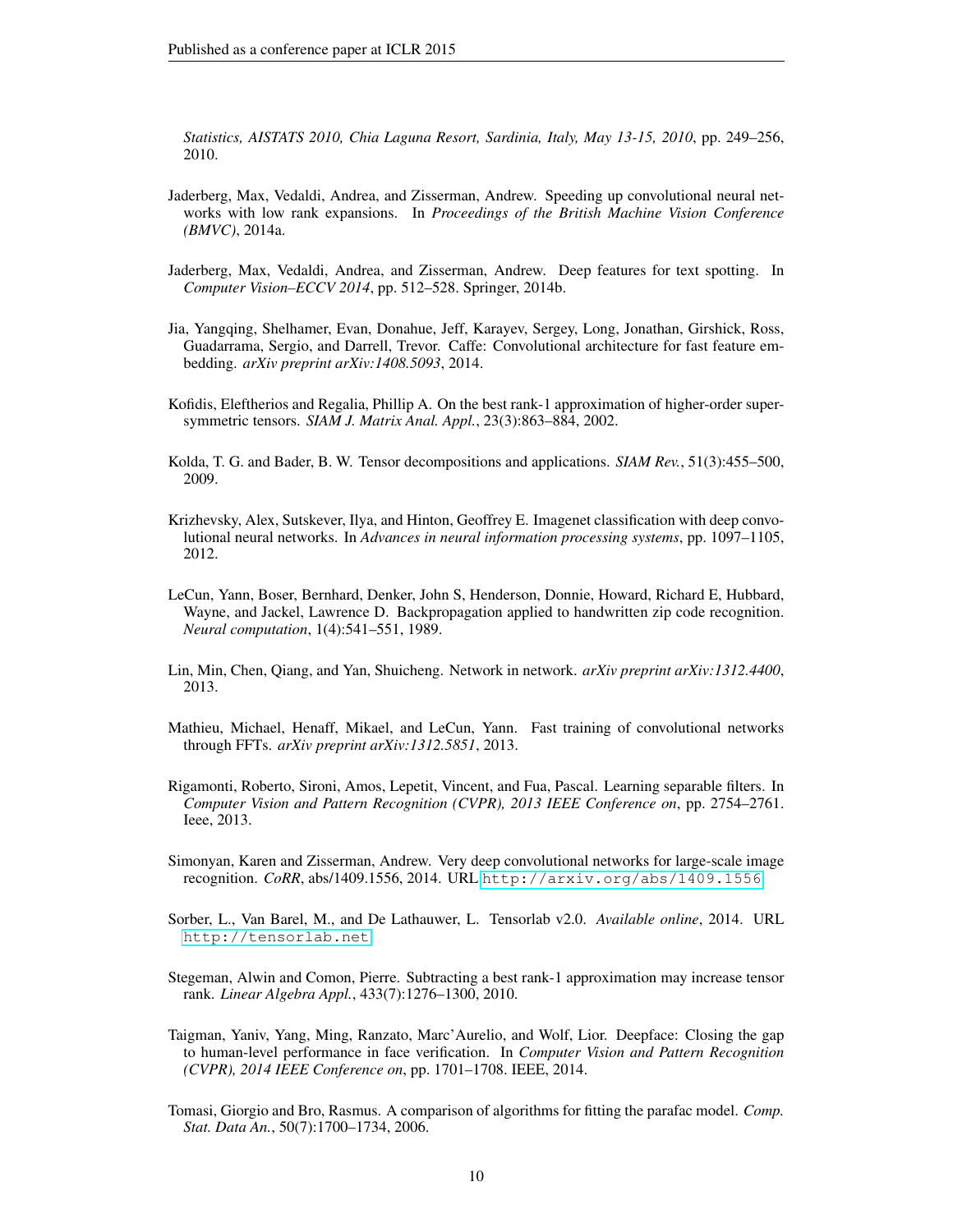*Statistics, AISTATS 2010, Chia Laguna Resort, Sardinia, Italy, May 13-15, 2010*, pp. 249–256, 2010.

Jaderberg, Max, Vedaldi, Andrea, and Zisserman, Andrew. Speeding up convolutional neural networks with low rank expansions. In *Proceedings of the British Machine Vision Conference (BMVC)*, 2014a.

Jaderberg, Max, Vedaldi, Andrea, and Zisserman, Andrew. Deep features for text spotting. In *Computer Vision–ECCV 2014*, pp. 512–528. Springer, 2014b.

Jia, Yangqing, Shelhamer, Evan, Donahue, Jeff, Karayev, Sergey, Long, Jonathan, Girshick, Ross, Guadarrama, Sergio, and Darrell, Trevor. Caffe: Convolutional architecture for fast feature embedding. *arXiv preprint arXiv:1408.5093*, 2014.

Kofidis, Eleftherios and Regalia, Phillip A. On the best rank-1 approximation of higher-order supersymmetric tensors. *SIAM J. Matrix Anal. Appl.*, 23(3):863–884, 2002.

Kolda, T. G. and Bader, B. W. Tensor decompositions and applications. *SIAM Rev.*, 51(3):455–500, 2009.

Krizhevsky, Alex, Sutskever, Ilya, and Hinton, Geoffrey E. Imagenet classification with deep convolutional neural networks. In *Advances in neural information processing systems*, pp. 1097–1105, 2012.

LeCun, Yann, Boser, Bernhard, Denker, John S, Henderson, Donnie, Howard, Richard E, Hubbard, Wayne, and Jackel, Lawrence D. Backpropagation applied to handwritten zip code recognition. *Neural computation*, 1(4):541–551, 1989.

Lin, Min, Chen, Qiang, and Yan, Shuicheng. Network in network. *arXiv preprint arXiv:1312.4400*, 2013.

Mathieu, Michael, Henaff, Mikael, and LeCun, Yann. Fast training of convolutional networks through FFTs. *arXiv preprint arXiv:1312.5851*, 2013.

Rigamonti, Roberto, Sironi, Amos, Lepetit, Vincent, and Fua, Pascal. Learning separable filters. In *Computer Vision and Pattern Recognition (CVPR), 2013 IEEE Conference on*, pp. 2754–2761. Ieee, 2013.

Simonyan, Karen and Zisserman, Andrew. Very deep convolutional networks for large-scale image recognition. *CoRR*, abs/1409.1556, 2014. URL http://arxiv.org/abs/1409.1556.

Sorber, L., Van Barel, M., and De Lathauwer, L. Tensorlab v2.0. *Available online*, 2014. URL http://tensorlab.net.

Stegeman, Alwin and Comon, Pierre. Subtracting a best rank-1 approximation may increase tensor rank. *Linear Algebra Appl.*, 433(7):1276–1300, 2010.

Taigman, Yaniv, Yang, Ming, Ranzato, Marc'Aurelio, and Wolf, Lior. Deepface: Closing the gap to human-level performance in face verification. In *Computer Vision and Pattern Recognition (CVPR), 2014 IEEE Conference on*, pp. 1701–1708. IEEE, 2014.

Tomasi, Giorgio and Bro, Rasmus. A comparison of algorithms for fitting the parafac model. *Comp. Stat. Data An.*, 50(7):1700–1734, 2006.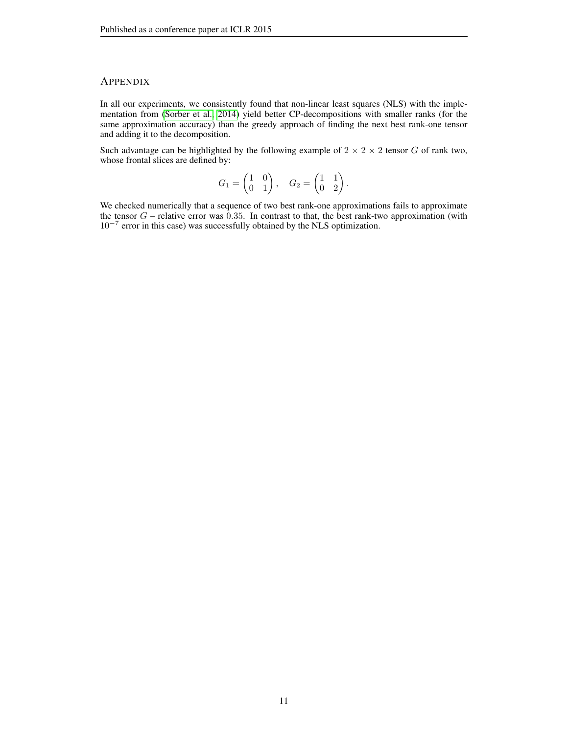# APPENDIX

In all our experiments, we consistently found that non-linear least squares (NLS) with the implementation from (Sorber et al., 2014) yield better CP-decompositions with smaller ranks (for the same approximation accuracy) than the greedy approach of finding the next best rank-one tensor and adding it to the decomposition.

Such advantage can be highlighted by the following example of $2 \times 2 \times 2$ tensor $G$ of rank two, whose frontal slices are defined by:

$$G_1 = \begin{pmatrix} 1 & 0 \\ 0 & 1 \end{pmatrix}, \quad G_2 = \begin{pmatrix} 1 & 1 \\ 0 & 2 \end{pmatrix}.$$

We checked numerically that a sequence of two best rank-one approximations fails to approximate the tensor $G$ – relative error was $0.35$. In contrast to that, the best rank-two approximation (with $10^{-7}$ error in this case) was successfully obtained by the NLS optimization.